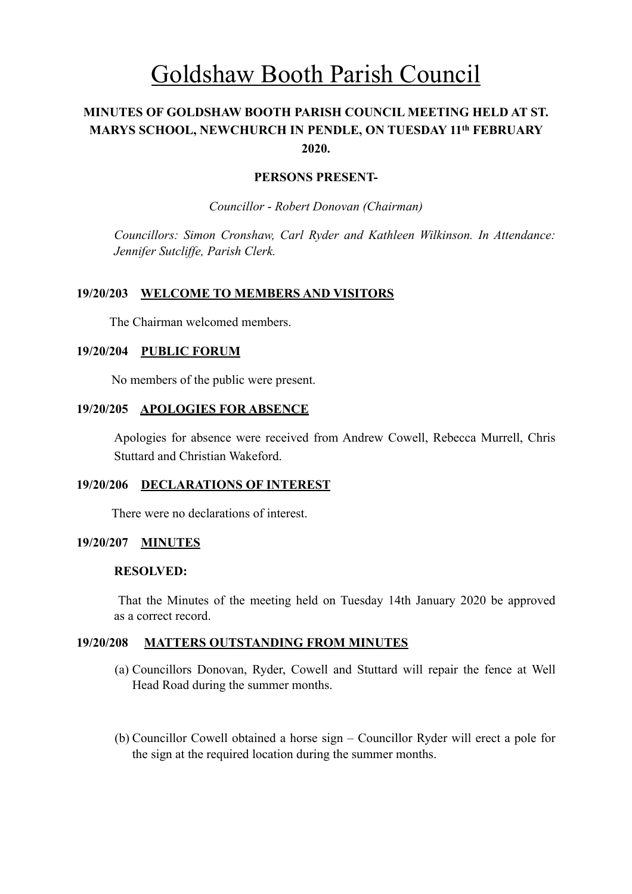# Goldshaw Booth Parish Council

**MINUTES OF GOLDSHAW BOOTH PARISH COUNCIL MEETING HELD AT ST. MARYS SCHOOL, NEWCHURCH IN PENDLE, ON TUESDAY 11th FEBRUARY 2020.**

**PERSONS PRESENT-**

*Councillor - Robert Donovan (Chairman)*

*Councillors: Simon Cronshaw, Carl Ryder and Kathleen Wilkinson. In Attendance: Jennifer Sutcliffe, Parish Clerk.*

**19/20/203 WELCOME TO MEMBERS AND VISITORS**

The Chairman welcomed members.

**19/20/204 PUBLIC FORUM**

No members of the public were present.

**19/20/205 APOLOGIES FOR ABSENCE**

Apologies for absence were received from Andrew Cowell, Rebecca Murrell, Chris Stuttard and Christian Wakeford.

**19/20/206 DECLARATIONS OF INTEREST**

There were no declarations of interest.

**19/20/207 MINUTES**

**RESOLVED:**

That the Minutes of the meeting held on Tuesday 14th January 2020 be approved as a correct record.

**19/20/208 MATTERS OUTSTANDING FROM MINUTES**

(a) Councillors Donovan, Ryder, Cowell and Stuttard will repair the fence at Well Head Road during the summer months.

(b) Councillor Cowell obtained a horse sign – Councillor Ryder will erect a pole for the sign at the required location during the summer months.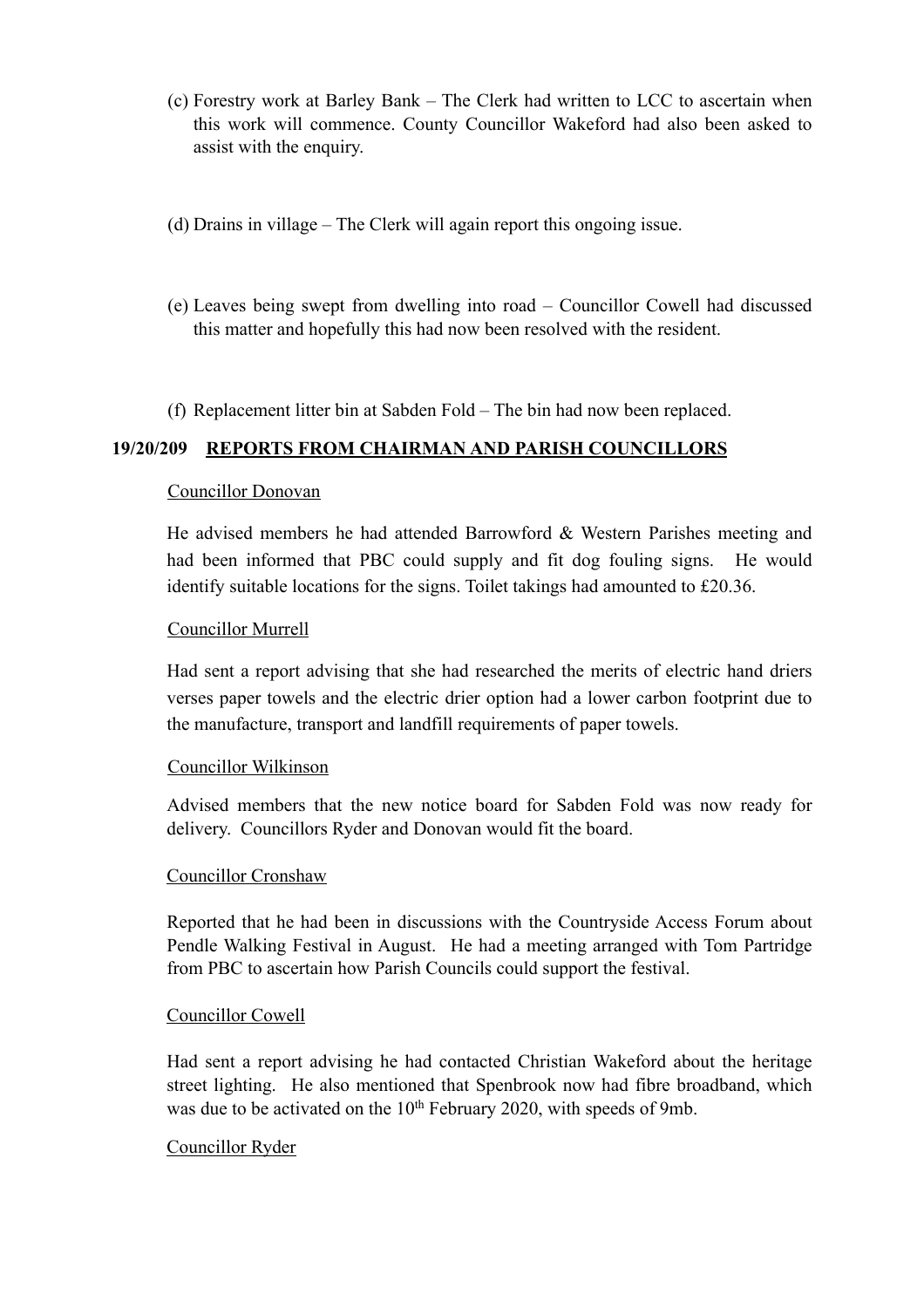(c) Forestry work at Barley Bank – The Clerk had written to LCC to ascertain when this work will commence. County Councillor Wakeford had also been asked to assist with the enquiry.

(d) Drains in village – The Clerk will again report this ongoing issue.

(e) Leaves being swept from dwelling into road – Councillor Cowell had discussed this matter and hopefully this had now been resolved with the resident.

(f) Replacement litter bin at Sabden Fold – The bin had now been replaced.

## 19/20/209 REPORTS FROM CHAIRMAN AND PARISH COUNCILLORS

Councillor Donovan

He advised members he had attended Barrowford & Western Parishes meeting and had been informed that PBC could supply and fit dog fouling signs. He would identify suitable locations for the signs. Toilet takings had amounted to £20.36.

Councillor Murrell

Had sent a report advising that she had researched the merits of electric hand driers verses paper towels and the electric drier option had a lower carbon footprint due to the manufacture, transport and landfill requirements of paper towels.

Councillor Wilkinson

Advised members that the new notice board for Sabden Fold was now ready for delivery. Councillors Ryder and Donovan would fit the board.

Councillor Cronshaw

Reported that he had been in discussions with the Countryside Access Forum about Pendle Walking Festival in August. He had a meeting arranged with Tom Partridge from PBC to ascertain how Parish Councils could support the festival.

Councillor Cowell

Had sent a report advising he had contacted Christian Wakeford about the heritage street lighting. He also mentioned that Spenbrook now had fibre broadband, which was due to be activated on the 10th February 2020, with speeds of 9mb.

Councillor Ryder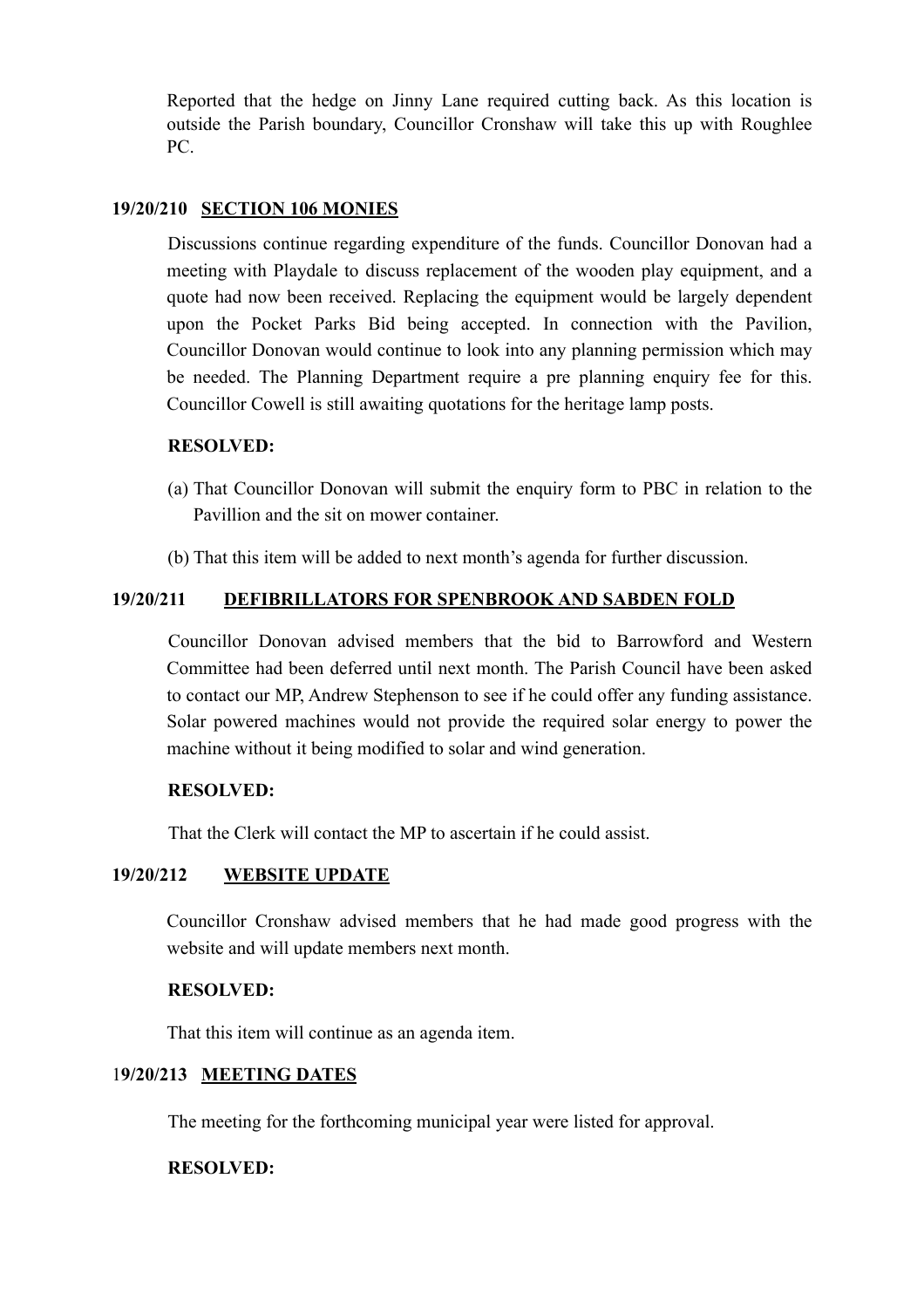Reported that the hedge on Jinny Lane required cutting back. As this location is outside the Parish boundary, Councillor Cronshaw will take this up with Roughlee PC.

**19/20/210 SECTION 106 MONIES**

Discussions continue regarding expenditure of the funds. Councillor Donovan had a meeting with Playdale to discuss replacement of the wooden play equipment, and a quote had now been received. Replacing the equipment would be largely dependent upon the Pocket Parks Bid being accepted. In connection with the Pavilion, Councillor Donovan would continue to look into any planning permission which may be needed. The Planning Department require a pre planning enquiry fee for this. Councillor Cowell is still awaiting quotations for the heritage lamp posts.

**RESOLVED:**

(a) That Councillor Donovan will submit the enquiry form to PBC in relation to the Pavillion and the sit on mower container.

(b) That this item will be added to next month's agenda for further discussion.

**19/20/211 DEFIBRILLATORS FOR SPENBROOK AND SABDEN FOLD**

Councillor Donovan advised members that the bid to Barrowford and Western Committee had been deferred until next month. The Parish Council have been asked to contact our MP, Andrew Stephenson to see if he could offer any funding assistance. Solar powered machines would not provide the required solar energy to power the machine without it being modified to solar and wind generation.

**RESOLVED:**

That the Clerk will contact the MP to ascertain if he could assist.

**19/20/212 WEBSITE UPDATE**

Councillor Cronshaw advised members that he had made good progress with the website and will update members next month.

**RESOLVED:**

That this item will continue as an agenda item.

**19/20/213 MEETING DATES**

The meeting for the forthcoming municipal year were listed for approval.

**RESOLVED:**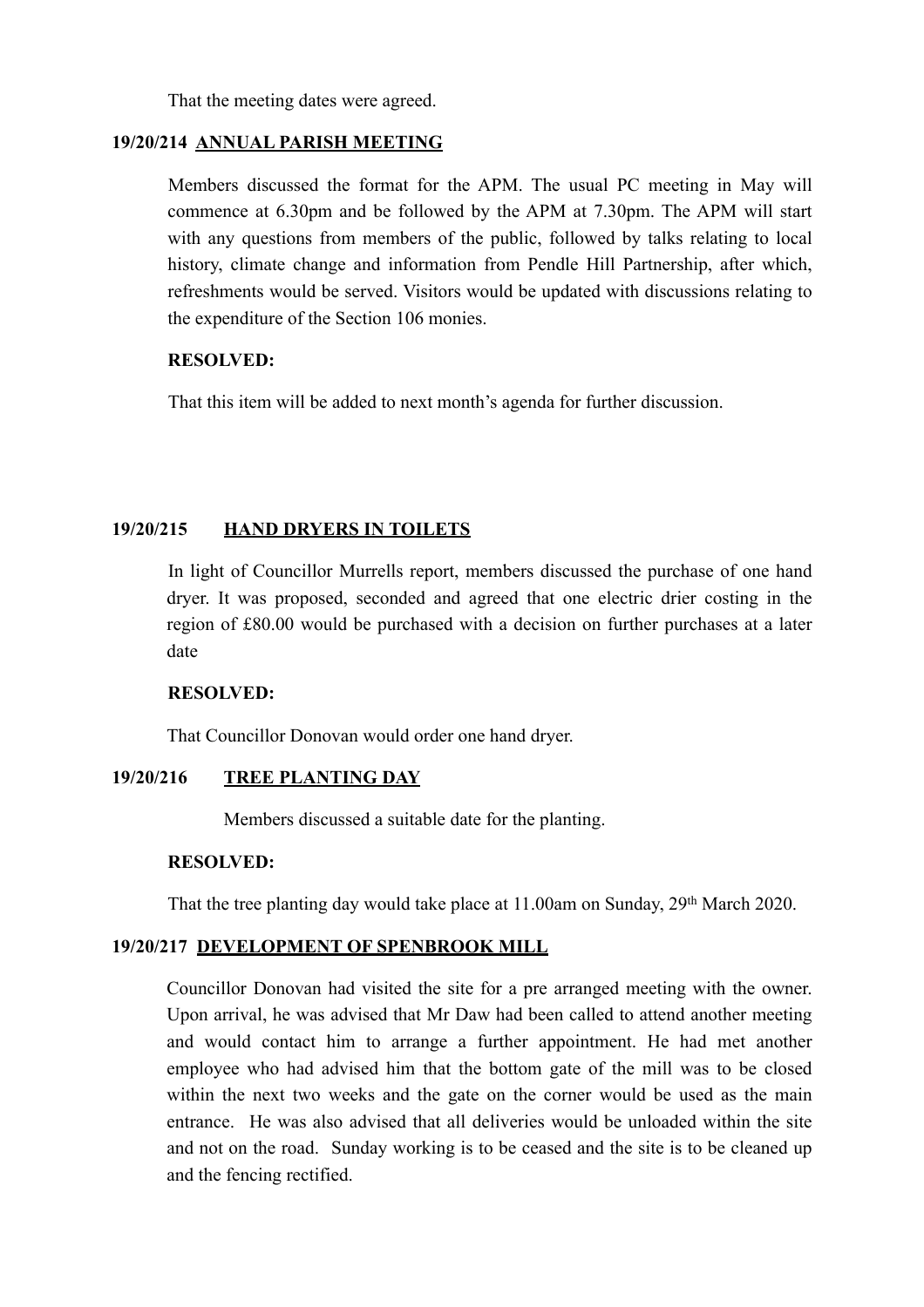That the meeting dates were agreed.

**19/20/214 ANNUAL PARISH MEETING**

Members discussed the format for the APM. The usual PC meeting in May will commence at 6.30pm and be followed by the APM at 7.30pm. The APM will start with any questions from members of the public, followed by talks relating to local history, climate change and information from Pendle Hill Partnership, after which, refreshments would be served. Visitors would be updated with discussions relating to the expenditure of the Section 106 monies.

**RESOLVED:**

That this item will be added to next month's agenda for further discussion.

**19/20/215 HAND DRYERS IN TOILETS**

In light of Councillor Murrells report, members discussed the purchase of one hand dryer. It was proposed, seconded and agreed that one electric drier costing in the region of £80.00 would be purchased with a decision on further purchases at a later date

**RESOLVED:**

That Councillor Donovan would order one hand dryer.

**19/20/216 TREE PLANTING DAY**

Members discussed a suitable date for the planting.

**RESOLVED:**

That the tree planting day would take place at 11.00am on Sunday, 29th March 2020.

**19/20/217 DEVELOPMENT OF SPENBROOK MILL**

Councillor Donovan had visited the site for a pre arranged meeting with the owner. Upon arrival, he was advised that Mr Daw had been called to attend another meeting and would contact him to arrange a further appointment. He had met another employee who had advised him that the bottom gate of the mill was to be closed within the next two weeks and the gate on the corner would be used as the main entrance. He was also advised that all deliveries would be unloaded within the site and not on the road. Sunday working is to be ceased and the site is to be cleaned up and the fencing rectified.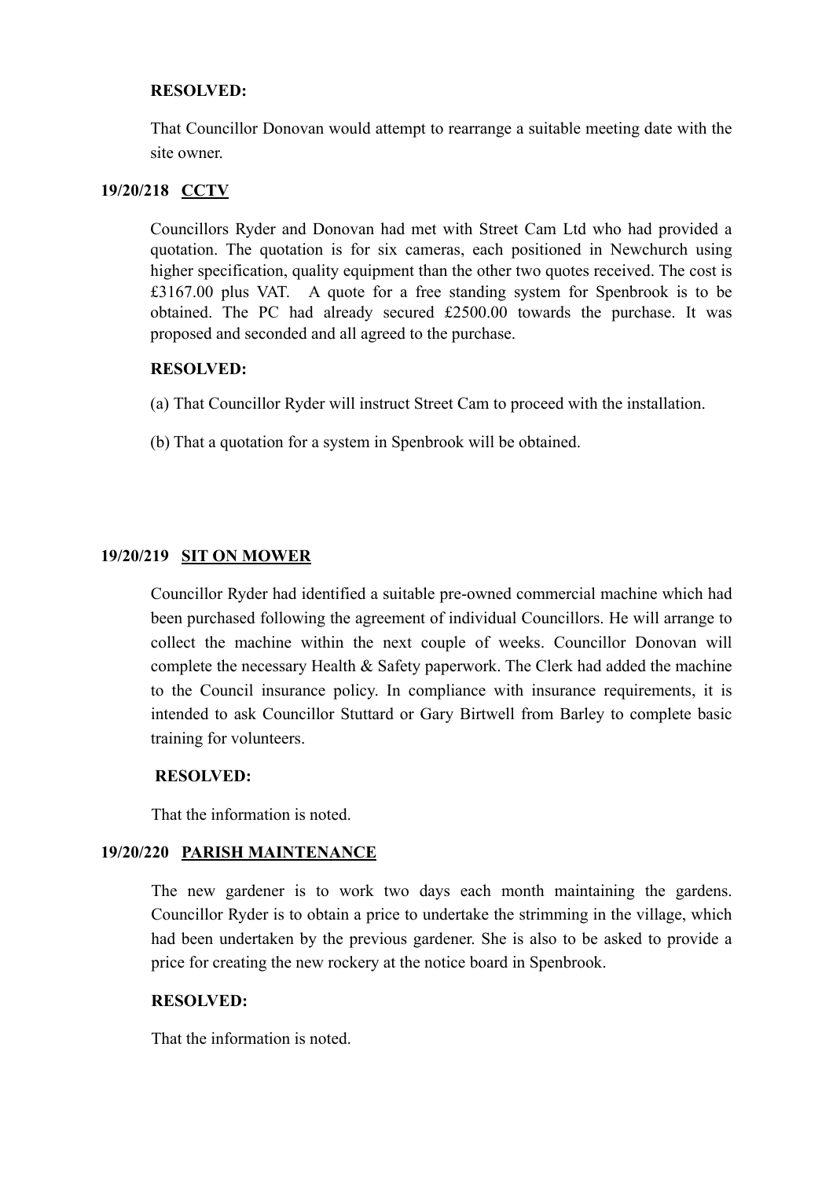**RESOLVED:**

That Councillor Donovan would attempt to rearrange a suitable meeting date with the site owner.

**19/20/218 CCTV**

Councillors Ryder and Donovan had met with Street Cam Ltd who had provided a quotation. The quotation is for six cameras, each positioned in Newchurch using higher specification, quality equipment than the other two quotes received. The cost is £3167.00 plus VAT. A quote for a free standing system for Spenbrook is to be obtained. The PC had already secured £2500.00 towards the purchase. It was proposed and seconded and all agreed to the purchase.

**RESOLVED:**

(a) That Councillor Ryder will instruct Street Cam to proceed with the installation.

(b) That a quotation for a system in Spenbrook will be obtained.

**19/20/219 SIT ON MOWER**

Councillor Ryder had identified a suitable pre-owned commercial machine which had been purchased following the agreement of individual Councillors. He will arrange to collect the machine within the next couple of weeks. Councillor Donovan will complete the necessary Health & Safety paperwork. The Clerk had added the machine to the Council insurance policy. In compliance with insurance requirements, it is intended to ask Councillor Stuttard or Gary Birtwell from Barley to complete basic training for volunteers.

**RESOLVED:**

That the information is noted.

**19/20/220 PARISH MAINTENANCE**

The new gardener is to work two days each month maintaining the gardens. Councillor Ryder is to obtain a price to undertake the strimming in the village, which had been undertaken by the previous gardener. She is also to be asked to provide a price for creating the new rockery at the notice board in Spenbrook.

**RESOLVED:**

That the information is noted.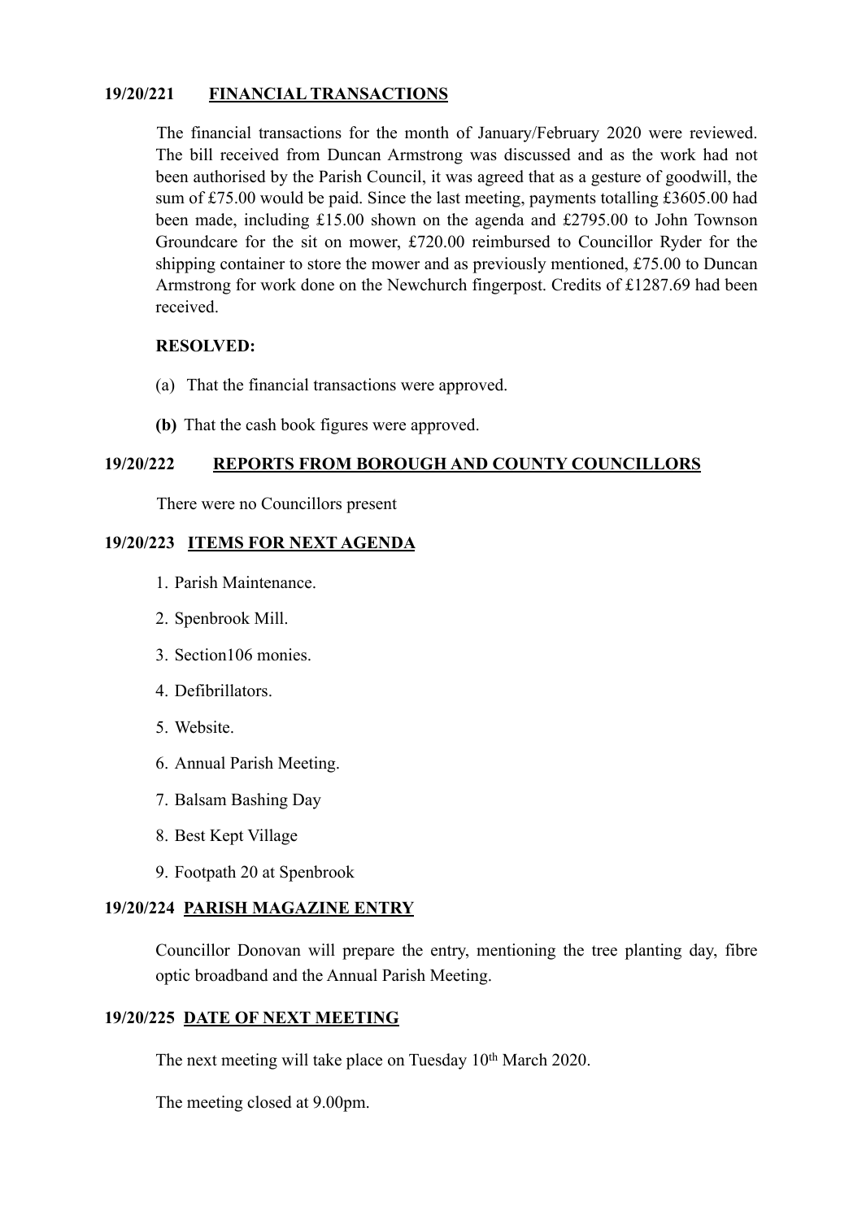## 19/20/221 FINANCIAL TRANSACTIONS

The financial transactions for the month of January/February 2020 were reviewed. The bill received from Duncan Armstrong was discussed and as the work had not been authorised by the Parish Council, it was agreed that as a gesture of goodwill, the sum of £75.00 would be paid. Since the last meeting, payments totalling £3605.00 had been made, including £15.00 shown on the agenda and £2795.00 to John Townson Groundcare for the sit on mower, £720.00 reimbursed to Councillor Ryder for the shipping container to store the mower and as previously mentioned, £75.00 to Duncan Armstrong for work done on the Newchurch fingerpost. Credits of £1287.69 had been received.

**RESOLVED:**

(a) That the financial transactions were approved.

**(b)** That the cash book figures were approved.

## 19/20/222 REPORTS FROM BOROUGH AND COUNTY COUNCILLORS

There were no Councillors present

## 19/20/223 ITEMS FOR NEXT AGENDA

1. Parish Maintenance.
2. Spenbrook Mill.
3. Section106 monies.
4. Defibrillators.
5. Website.
6. Annual Parish Meeting.
7. Balsam Bashing Day
8. Best Kept Village
9. Footpath 20 at Spenbrook

## 19/20/224 PARISH MAGAZINE ENTRY

Councillor Donovan will prepare the entry, mentioning the tree planting day, fibre optic broadband and the Annual Parish Meeting.

## 19/20/225 DATE OF NEXT MEETING

The next meeting will take place on Tuesday 10th March 2020.

The meeting closed at 9.00pm.